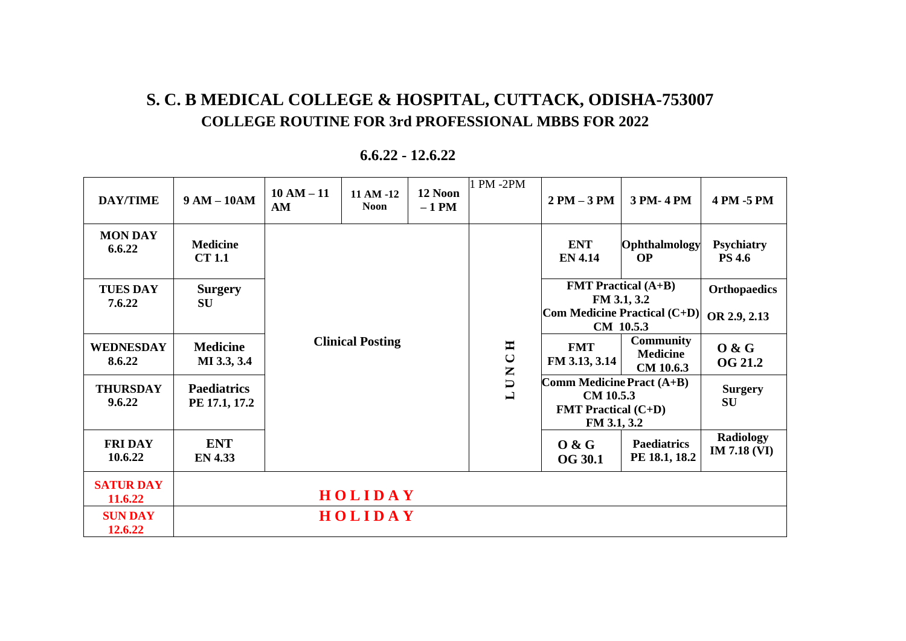# S. C. B MEDICAL COLLEGE & HOSPITAL, CUTTACK, ODISHA-753007

## COLLEGE ROUTINE FOR 3rd PROFESSIONAL MBBS FOR 2022

### 6.6.22 - 12.6.22

| DAY/TIME | 9 AM – 10AM | 10 AM – 11 AM | 11 AM -12 Noon | 12 Noon – 1 PM | 1 PM -2PM | 2 PM – 3 PM | 3 PM- 4 PM | 4 PM -5 PM |
|---|---|---|---|---|---|---|---|---|
| **MON DAY 6.6.22** | **Medicine CT 1.1** | Clinical Posting | | | LUNCH | **ENT EN 4.14** | **Ophthalmology OP** | **Psychiatry PS 4.6** |
| **TUES DAY 7.6.22** | **Surgery SU** | | | | | **FMT Practical (A+B) FM 3.1, 3.2 Com Medicine Practical (C+D) CM 10.5.3** | | **Orthopaedics OR 2.9, 2.13** |
| **WEDNESDAY 8.6.22** | **Medicine MI 3.3, 3.4** | | | | | **FMT FM 3.13, 3.14** | **Community Medicine CM 10.6.3** | **O & G OG 21.2** |
| **THURSDAY 9.6.22** | **Paediatrics PE 17.1, 17.2** | | | | | **Comm Medicine Pract (A+B) CM 10.5.3 FMT Practical (C+D) FM 3.1, 3.2** | | **Surgery SU** |
| **FRI DAY 10.6.22** | **ENT EN 4.33** | | | | | **O & G OG 30.1** | **Paediatrics PE 18.1, 18.2** | **Radiology IM 7.18 (VI)** |
| **SATUR DAY 11.6.22** | **HOLIDAY** | | | | | | | |
| **SUN DAY 12.6.22** | **HOLIDAY** | | | | | | | |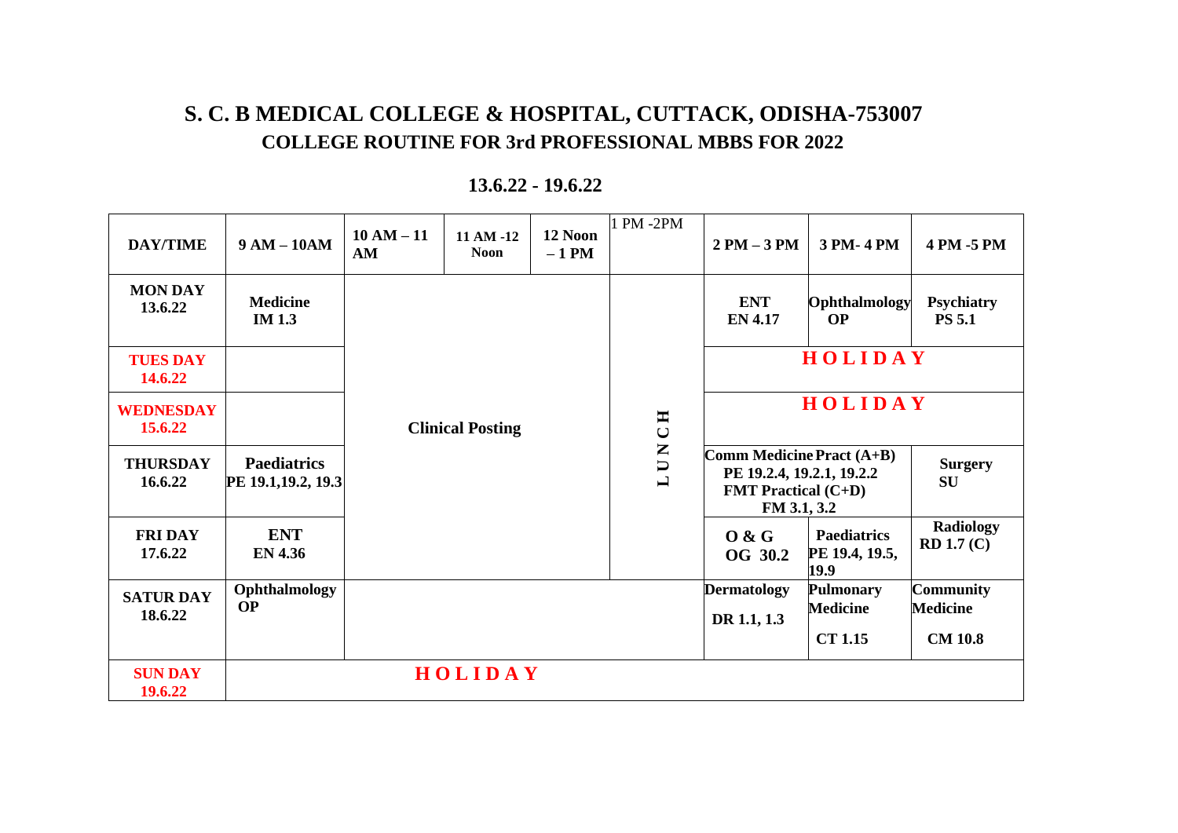# S. C. B MEDICAL COLLEGE & HOSPITAL, CUTTACK, ODISHA-753007

## COLLEGE ROUTINE FOR 3rd PROFESSIONAL MBBS FOR 2022

### 13.6.22 - 19.6.22

| DAY/TIME | 9 AM – 10AM | 10 AM – 11 AM | 11 AM -12 Noon | 12 Noon – 1 PM | 1 PM -2PM | 2 PM – 3 PM | 3 PM- 4 PM | 4 PM -5 PM |
|---|---|---|---|---|---|---|---|---|
| MON DAY 13.6.22 | Medicine IM 1.3 | Clinical Posting | | | LUNCH | ENT EN 4.17 | Ophthalmology OP | Psychiatry PS 5.1 |
| TUES DAY 14.6.22 | | Clinical Posting | | | LUNCH | HOLIDAY | | |
| WEDNESDAY 15.6.22 | | Clinical Posting | | | LUNCH | HOLIDAY | | |
| THURSDAY 16.6.22 | Paediatrics PE 19.1,19.2, 19.3 | Clinical Posting | | | LUNCH | Comm Medicine Pract (A+B) PE 19.2.4, 19.2.1, 19.2.2 FMT Practical (C+D) FM 3.1, 3.2 | | Surgery SU |
| FRI DAY 17.6.22 | ENT EN 4.36 | Clinical Posting | | | LUNCH | O & G OG 30.2 | Paediatrics PE 19.4, 19.5, 19.9 | Radiology RD 1.7 (C) |
| SATUR DAY 18.6.22 | Ophthalmology OP | | | | | Dermatology DR 1.1, 1.3 | Pulmonary Medicine CT 1.15 | Community Medicine CM 10.8 |
| SUN DAY 19.6.22 | HOLIDAY | | | | | | | |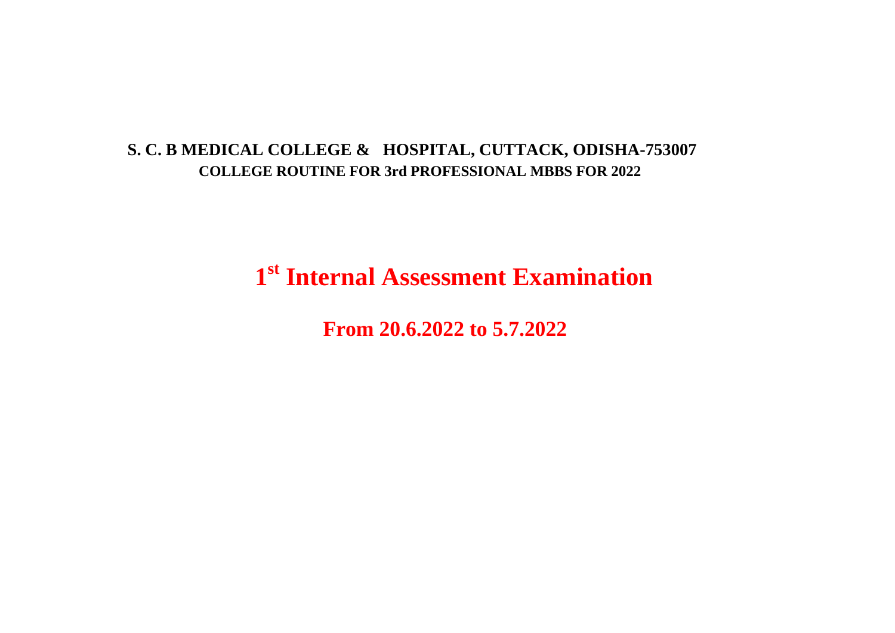**S. C. B MEDICAL COLLEGE & HOSPITAL, CUTTACK, ODISHA-753007**

**COLLEGE ROUTINE FOR 3rd PROFESSIONAL MBBS FOR 2022**

# 1st Internal Assessment Examination

## From 20.6.2022 to 5.7.2022